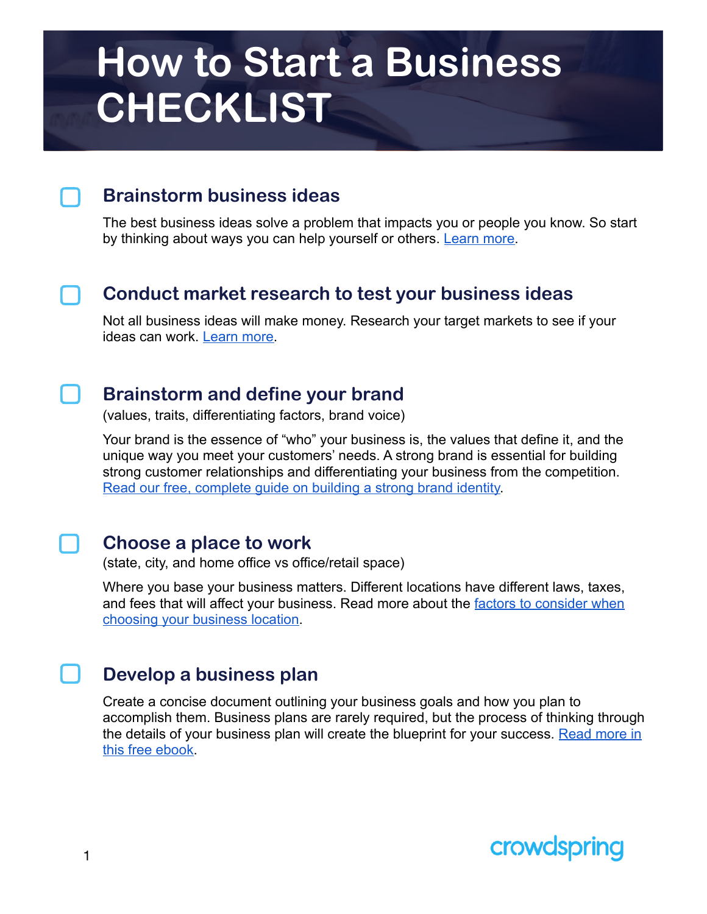# How to Start a Business CHECKLIST

- [ ] **Brainstorm business ideas**

The best business ideas solve a problem that impacts you or people you know. So start by thinking about ways you can help yourself or others. Learn more.

- [ ] **Conduct market research to test your business ideas**

Not all business ideas will make money. Research your target markets to see if your ideas can work. Learn more.

- [ ] **Brainstorm and define your brand**

(values, traits, differentiating factors, brand voice)

Your brand is the essence of "who" your business is, the values that define it, and the unique way you meet your customers' needs. A strong brand is essential for building strong customer relationships and differentiating your business from the competition. Read our free, complete guide on building a strong brand identity.

- [ ] **Choose a place to work**

(state, city, and home office vs office/retail space)

Where you base your business matters. Different locations have different laws, taxes, and fees that will affect your business. Read more about the factors to consider when choosing your business location.

- [ ] **Develop a business plan**

Create a concise document outlining your business goals and how you plan to accomplish them. Business plans are rarely required, but the process of thinking through the details of your business plan will create the blueprint for your success. Read more in this free ebook.

crowdspring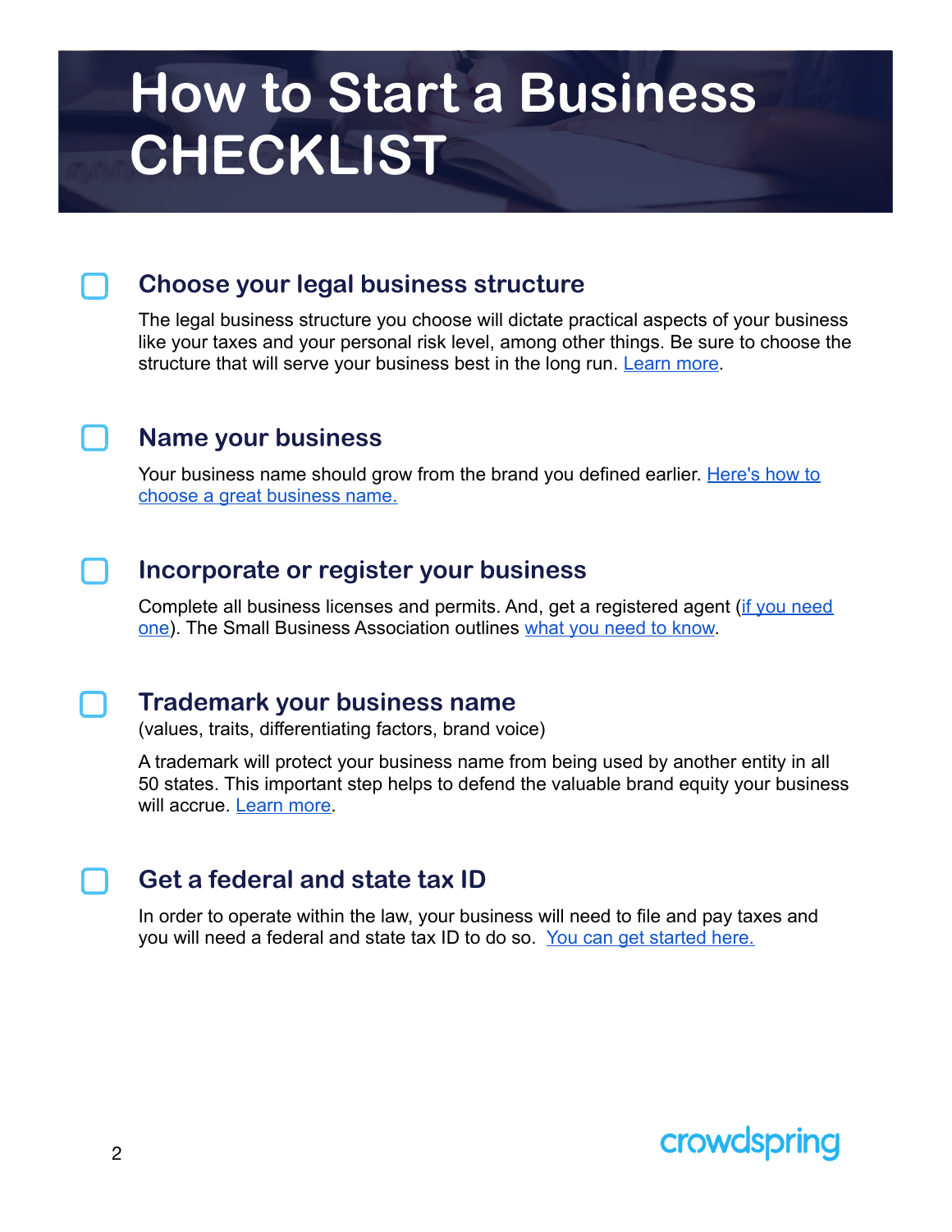# How to Start a Business CHECKLIST

- [ ] **Choose your legal business structure**

  The legal business structure you choose will dictate practical aspects of your business like your taxes and your personal risk level, among other things. Be sure to choose the structure that will serve your business best in the long run. Learn more.

- [ ] **Name your business**

  Your business name should grow from the brand you defined earlier. Here's how to choose a great business name.

- [ ] **Incorporate or register your business**

  Complete all business licenses and permits. And, get a registered agent (if you need one). The Small Business Association outlines what you need to know.

- [ ] **Trademark your business name**

  (values, traits, differentiating factors, brand voice)

  A trademark will protect your business name from being used by another entity in all 50 states. This important step helps to defend the valuable brand equity your business will accrue. Learn more.

- [ ] **Get a federal and state tax ID**

  In order to operate within the law, your business will need to file and pay taxes and you will need a federal and state tax ID to do so. You can get started here.

crowdspring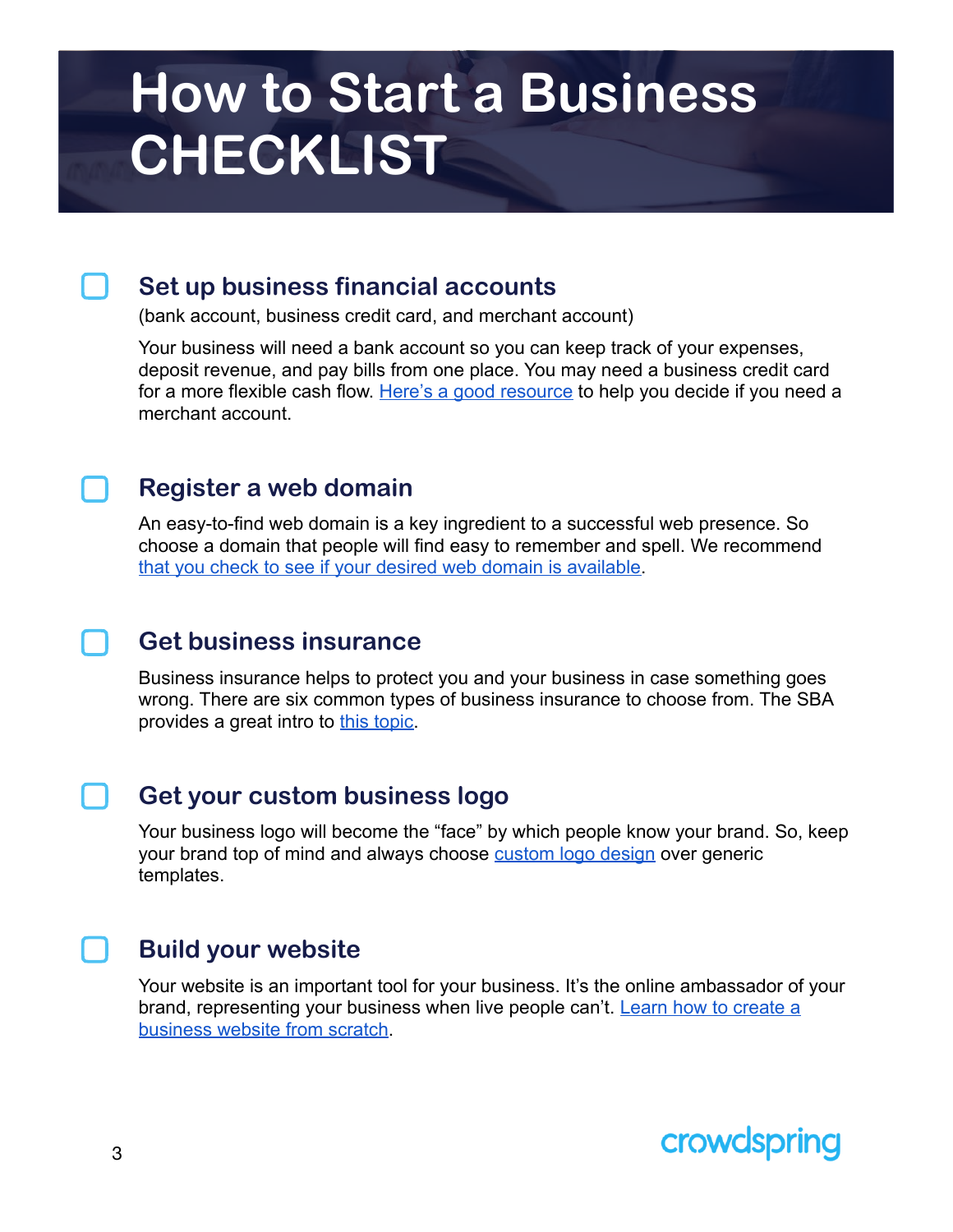# How to Start a Business CHECKLIST

- [ ] **Set up business financial accounts**

(bank account, business credit card, and merchant account)

Your business will need a bank account so you can keep track of your expenses, deposit revenue, and pay bills from one place. You may need a business credit card for a more flexible cash flow. Here's a good resource to help you decide if you need a merchant account.

- [ ] **Register a web domain**

An easy-to-find web domain is a key ingredient to a successful web presence. So choose a domain that people will find easy to remember and spell. We recommend that you check to see if your desired web domain is available.

- [ ] **Get business insurance**

Business insurance helps to protect you and your business in case something goes wrong. There are six common types of business insurance to choose from. The SBA provides a great intro to this topic.

- [ ] **Get your custom business logo**

Your business logo will become the "face" by which people know your brand. So, keep your brand top of mind and always choose custom logo design over generic templates.

- [ ] **Build your website**

Your website is an important tool for your business. It's the online ambassador of your brand, representing your business when live people can't. Learn how to create a business website from scratch.

crowdspring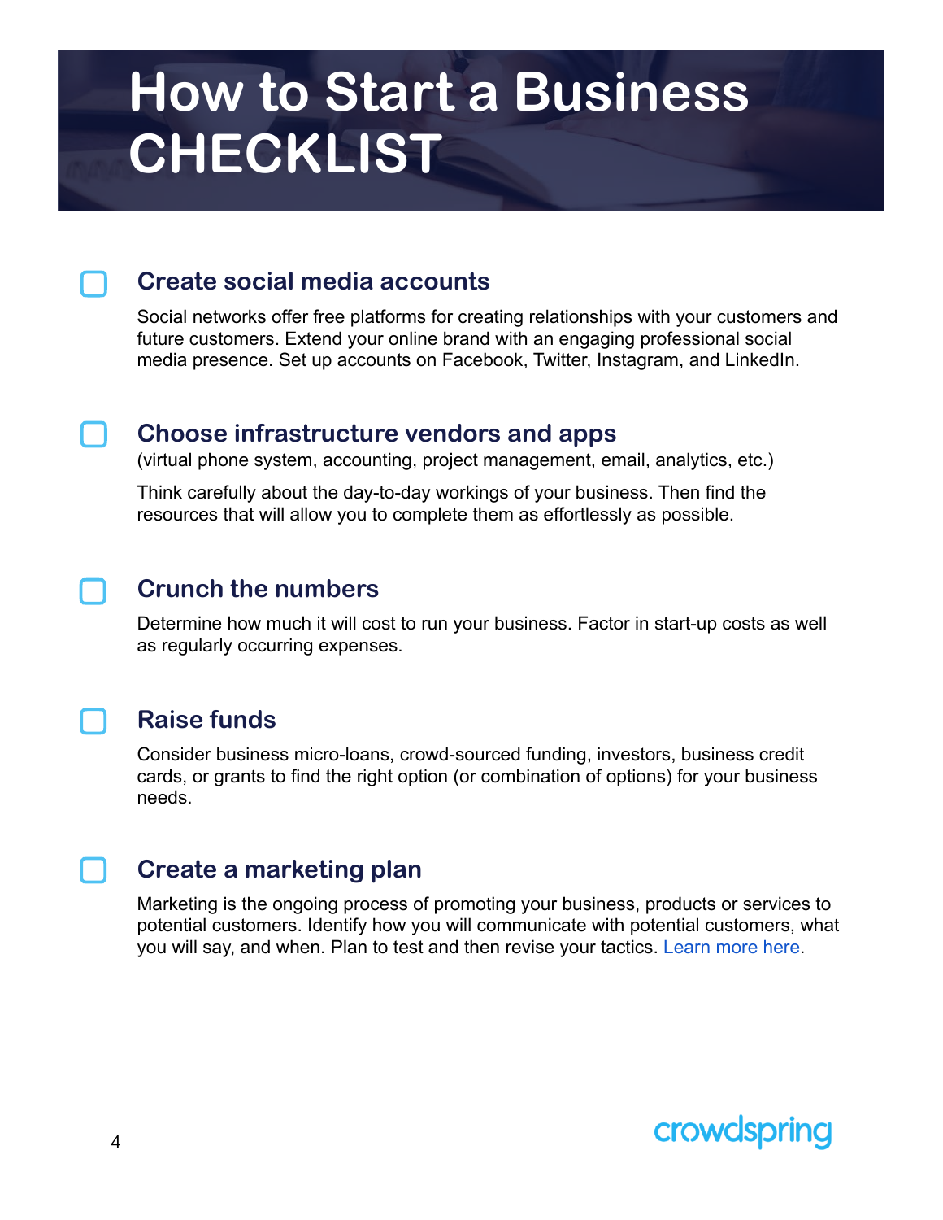# How to Start a Business CHECKLIST

- [ ] **Create social media accounts**

  Social networks offer free platforms for creating relationships with your customers and future customers. Extend your online brand with an engaging professional social media presence. Set up accounts on Facebook, Twitter, Instagram, and LinkedIn.

- [ ] **Choose infrastructure vendors and apps**

  (virtual phone system, accounting, project management, email, analytics, etc.)

  Think carefully about the day-to-day workings of your business. Then find the resources that will allow you to complete them as effortlessly as possible.

- [ ] **Crunch the numbers**

  Determine how much it will cost to run your business. Factor in start-up costs as well as regularly occurring expenses.

- [ ] **Raise funds**

  Consider business micro-loans, crowd-sourced funding, investors, business credit cards, or grants to find the right option (or combination of options) for your business needs.

- [ ] **Create a marketing plan**

  Marketing is the ongoing process of promoting your business, products or services to potential customers. Identify how you will communicate with potential customers, what you will say, and when. Plan to test and then revise your tactics. Learn more here.

crowdspring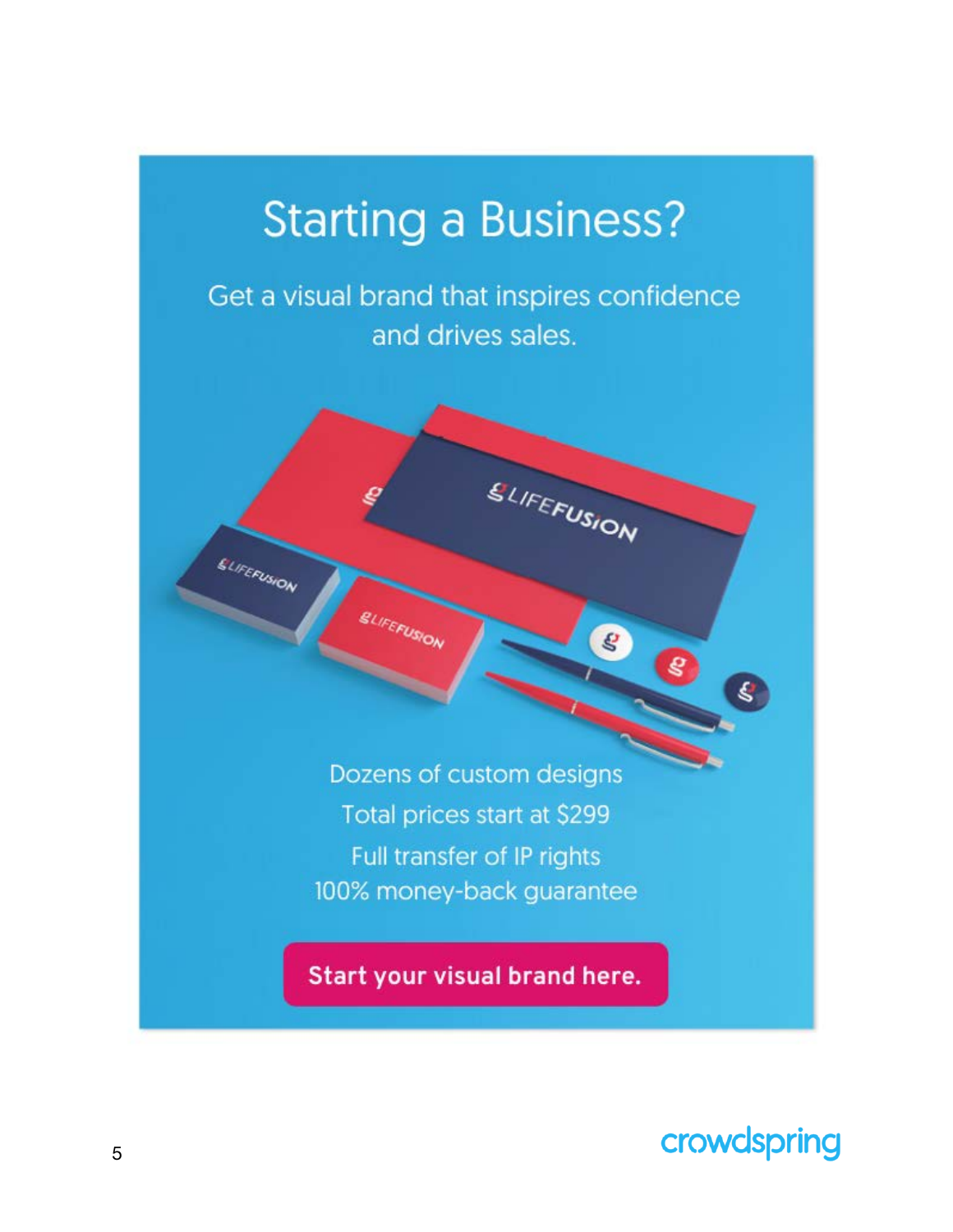# Starting a Business?

Get a visual brand that inspires confidence and drives sales.

Dozens of custom designs

Total prices start at $299

Full transfer of IP rights

100% money-back guarantee

**Start your visual brand here.**